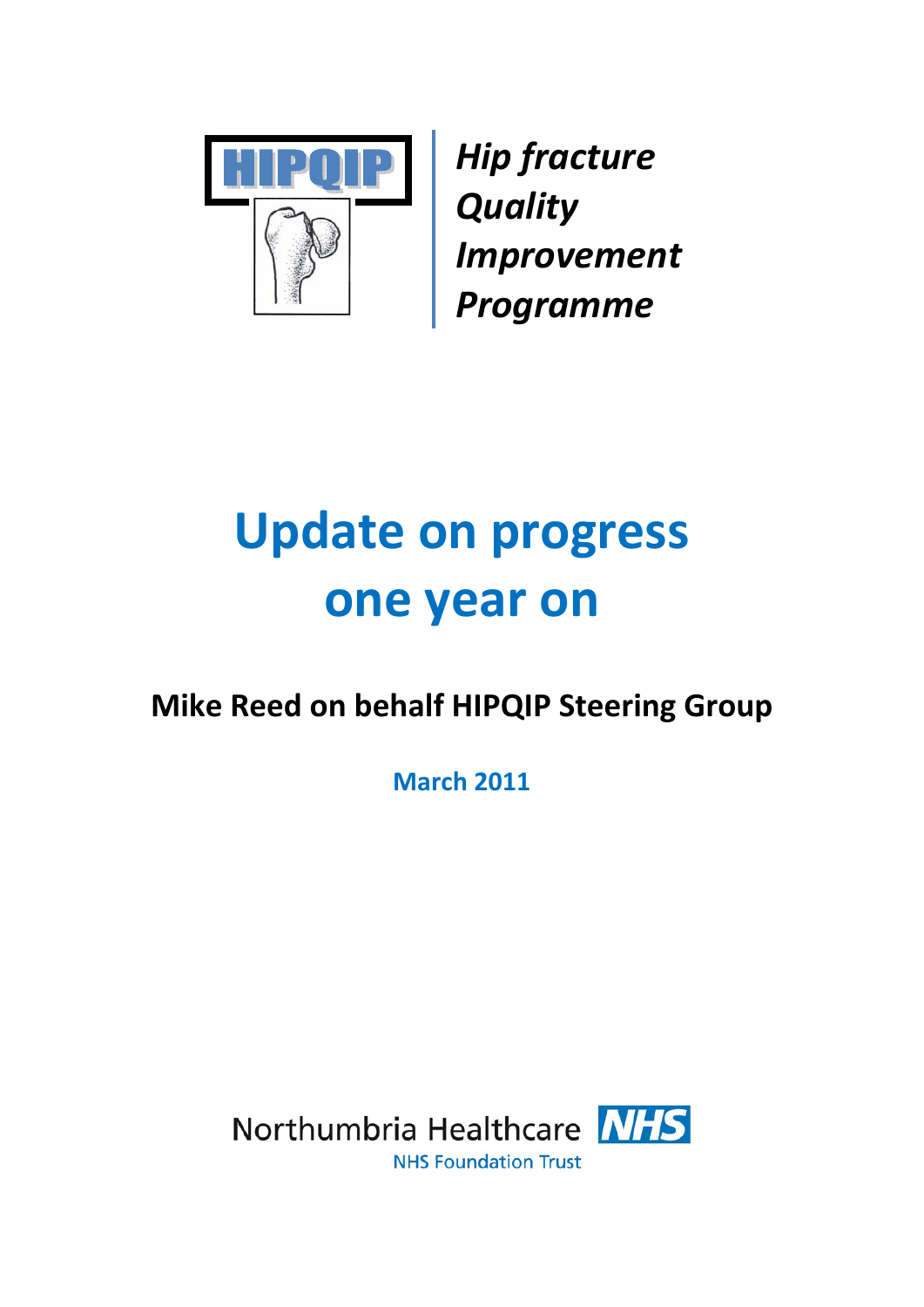HIPQIP

*Hip fracture Quality Improvement Programme*

# Update on progress one year on

**Mike Reed on behalf HIPQIP Steering Group**

**March 2011**

Northumbria Healthcare NHS

NHS Foundation Trust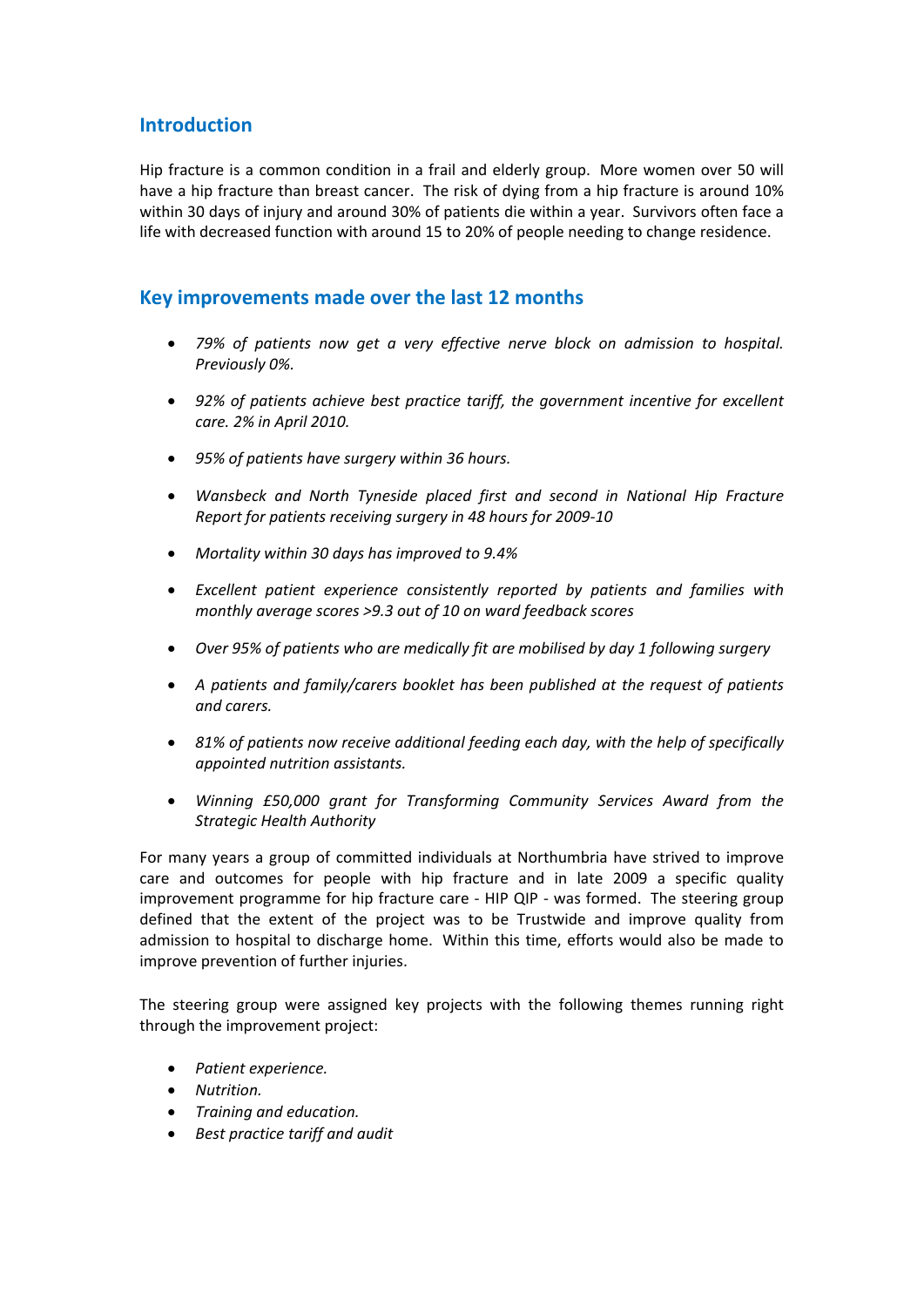## Introduction

Hip fracture is a common condition in a frail and elderly group. More women over 50 will have a hip fracture than breast cancer. The risk of dying from a hip fracture is around 10% within 30 days of injury and around 30% of patients die within a year. Survivors often face a life with decreased function with around 15 to 20% of people needing to change residence.

## Key improvements made over the last 12 months

- *79% of patients now get a very effective nerve block on admission to hospital. Previously 0%.*
- *92% of patients achieve best practice tariff, the government incentive for excellent care. 2% in April 2010.*
- *95% of patients have surgery within 36 hours.*
- *Wansbeck and North Tyneside placed first and second in National Hip Fracture Report for patients receiving surgery in 48 hours for 2009-10*
- *Mortality within 30 days has improved to 9.4%*
- *Excellent patient experience consistently reported by patients and families with monthly average scores >9.3 out of 10 on ward feedback scores*
- *Over 95% of patients who are medically fit are mobilised by day 1 following surgery*
- *A patients and family/carers booklet has been published at the request of patients and carers.*
- *81% of patients now receive additional feeding each day, with the help of specifically appointed nutrition assistants.*
- *Winning £50,000 grant for Transforming Community Services Award from the Strategic Health Authority*

For many years a group of committed individuals at Northumbria have strived to improve care and outcomes for people with hip fracture and in late 2009 a specific quality improvement programme for hip fracture care - HIP QIP - was formed. The steering group defined that the extent of the project was to be Trustwide and improve quality from admission to hospital to discharge home. Within this time, efforts would also be made to improve prevention of further injuries.

The steering group were assigned key projects with the following themes running right through the improvement project:

- *Patient experience.*
- *Nutrition.*
- *Training and education.*
- *Best practice tariff and audit*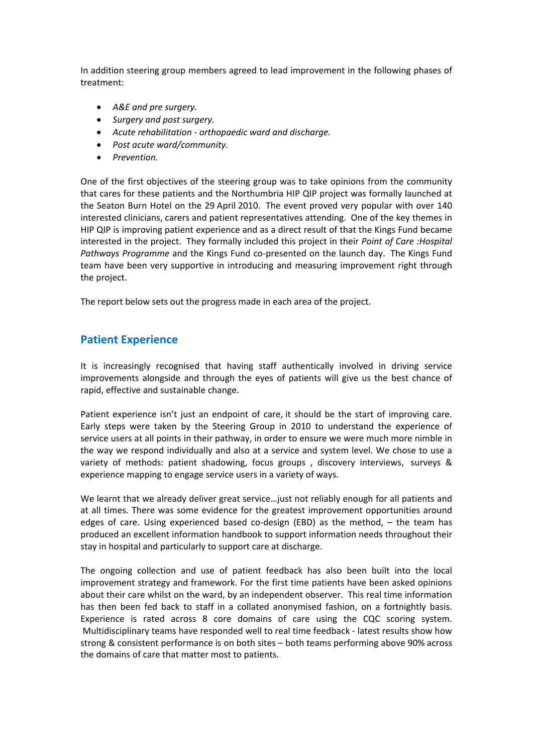In addition steering group members agreed to lead improvement in the following phases of treatment:

- *A&E and pre surgery.*
- *Surgery and post surgery.*
- *Acute rehabilitation - orthopaedic ward and discharge.*
- *Post acute ward/community.*
- *Prevention.*

One of the first objectives of the steering group was to take opinions from the community that cares for these patients and the Northumbria HIP QIP project was formally launched at the Seaton Burn Hotel on the 29 April 2010. The event proved very popular with over 140 interested clinicians, carers and patient representatives attending. One of the key themes in HIP QIP is improving patient experience and as a direct result of that the Kings Fund became interested in the project. They formally included this project in their *Point of Care :Hospital Pathways Programme* and the Kings Fund co-presented on the launch day. The Kings Fund team have been very supportive in introducing and measuring improvement right through the project.

The report below sets out the progress made in each area of the project.

## Patient Experience

It is increasingly recognised that having staff authentically involved in driving service improvements alongside and through the eyes of patients will give us the best chance of rapid, effective and sustainable change.

Patient experience isn't just an endpoint of care, it should be the start of improving care. Early steps were taken by the Steering Group in 2010 to understand the experience of service users at all points in their pathway, in order to ensure we were much more nimble in the way we respond individually and also at a service and system level. We chose to use a variety of methods: patient shadowing, focus groups , discovery interviews, surveys & experience mapping to engage service users in a variety of ways.

We learnt that we already deliver great service…just not reliably enough for all patients and at all times. There was some evidence for the greatest improvement opportunities around edges of care. Using experienced based co-design (EBD) as the method, – the team has produced an excellent information handbook to support information needs throughout their stay in hospital and particularly to support care at discharge.

The ongoing collection and use of patient feedback has also been built into the local improvement strategy and framework. For the first time patients have been asked opinions about their care whilst on the ward, by an independent observer. This real time information has then been fed back to staff in a collated anonymised fashion, on a fortnightly basis. Experience is rated across 8 core domains of care using the CQC scoring system. Multidisciplinary teams have responded well to real time feedback - latest results show how strong & consistent performance is on both sites – both teams performing above 90% across the domains of care that matter most to patients.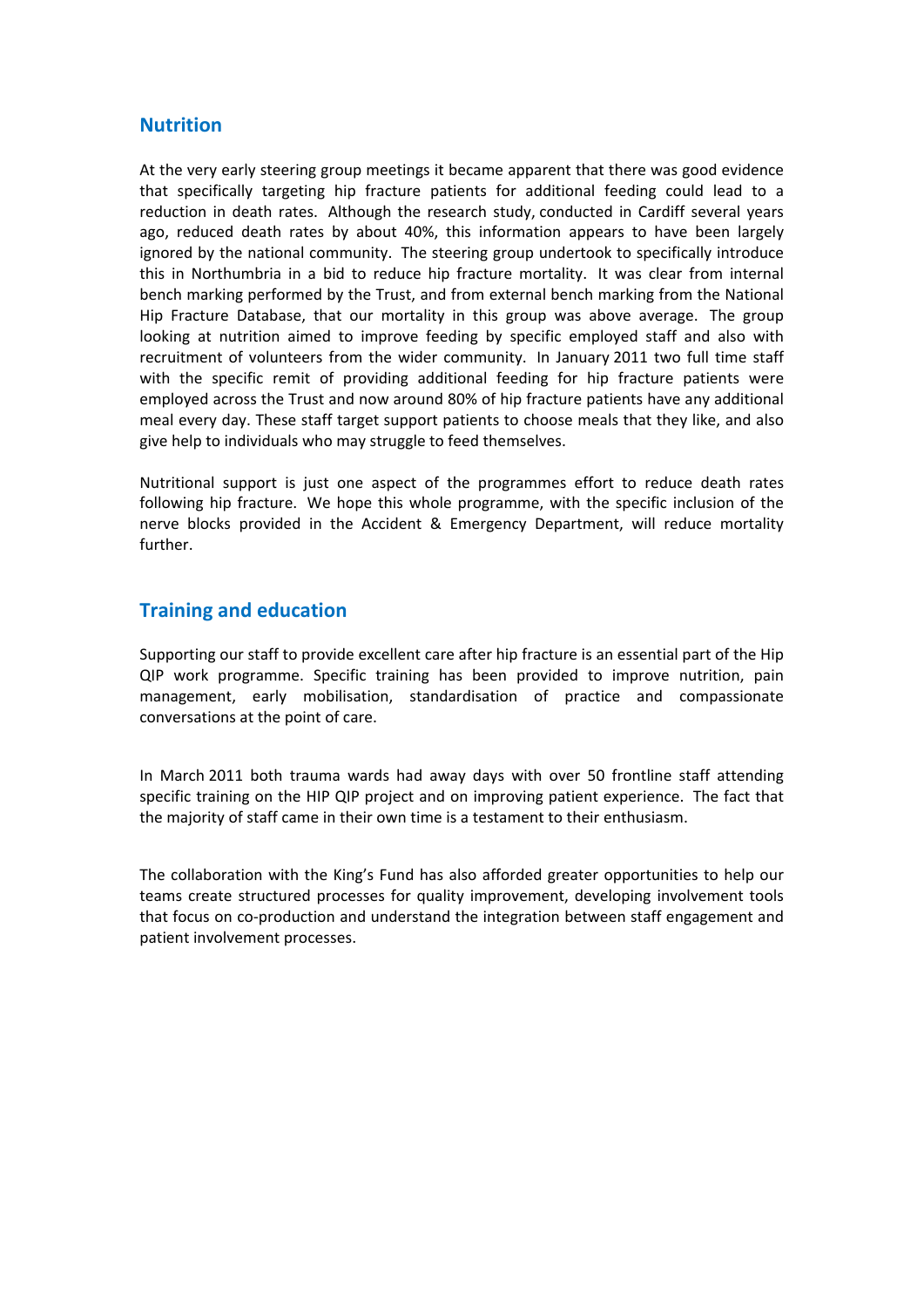## Nutrition

At the very early steering group meetings it became apparent that there was good evidence that specifically targeting hip fracture patients for additional feeding could lead to a reduction in death rates. Although the research study, conducted in Cardiff several years ago, reduced death rates by about 40%, this information appears to have been largely ignored by the national community. The steering group undertook to specifically introduce this in Northumbria in a bid to reduce hip fracture mortality. It was clear from internal bench marking performed by the Trust, and from external bench marking from the National Hip Fracture Database, that our mortality in this group was above average. The group looking at nutrition aimed to improve feeding by specific employed staff and also with recruitment of volunteers from the wider community. In January 2011 two full time staff with the specific remit of providing additional feeding for hip fracture patients were employed across the Trust and now around 80% of hip fracture patients have any additional meal every day. These staff target support patients to choose meals that they like, and also give help to individuals who may struggle to feed themselves.

Nutritional support is just one aspect of the programmes effort to reduce death rates following hip fracture. We hope this whole programme, with the specific inclusion of the nerve blocks provided in the Accident & Emergency Department, will reduce mortality further.

## Training and education

Supporting our staff to provide excellent care after hip fracture is an essential part of the Hip QIP work programme. Specific training has been provided to improve nutrition, pain management, early mobilisation, standardisation of practice and compassionate conversations at the point of care.

In March 2011 both trauma wards had away days with over 50 frontline staff attending specific training on the HIP QIP project and on improving patient experience. The fact that the majority of staff came in their own time is a testament to their enthusiasm.

The collaboration with the King's Fund has also afforded greater opportunities to help our teams create structured processes for quality improvement, developing involvement tools that focus on co-production and understand the integration between staff engagement and patient involvement processes.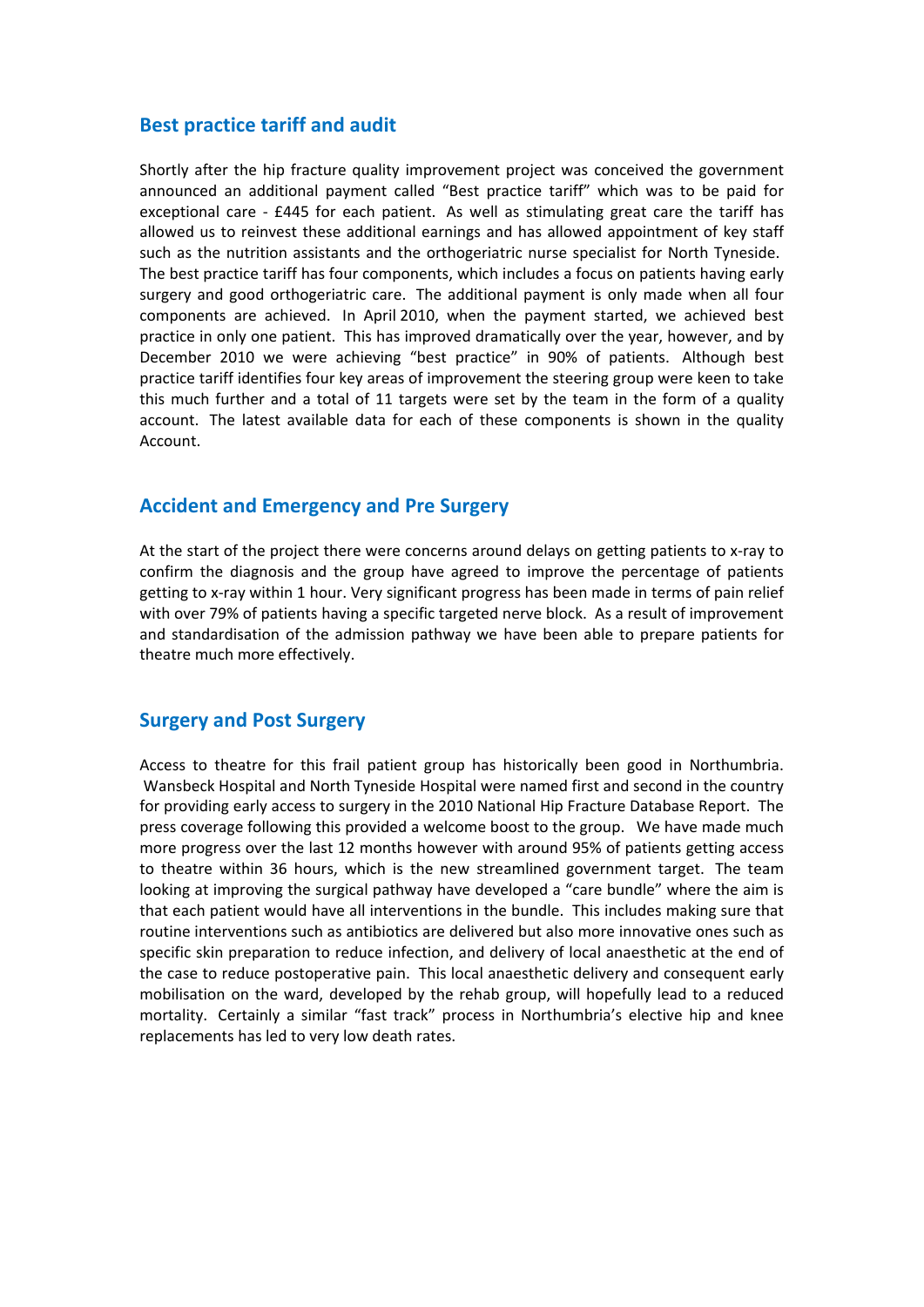## Best practice tariff and audit

Shortly after the hip fracture quality improvement project was conceived the government announced an additional payment called "Best practice tariff" which was to be paid for exceptional care - £445 for each patient. As well as stimulating great care the tariff has allowed us to reinvest these additional earnings and has allowed appointment of key staff such as the nutrition assistants and the orthogeriatric nurse specialist for North Tyneside. The best practice tariff has four components, which includes a focus on patients having early surgery and good orthogeriatric care. The additional payment is only made when all four components are achieved. In April 2010, when the payment started, we achieved best practice in only one patient. This has improved dramatically over the year, however, and by December 2010 we were achieving "best practice" in 90% of patients. Although best practice tariff identifies four key areas of improvement the steering group were keen to take this much further and a total of 11 targets were set by the team in the form of a quality account. The latest available data for each of these components is shown in the quality Account.

## Accident and Emergency and Pre Surgery

At the start of the project there were concerns around delays on getting patients to x-ray to confirm the diagnosis and the group have agreed to improve the percentage of patients getting to x-ray within 1 hour. Very significant progress has been made in terms of pain relief with over 79% of patients having a specific targeted nerve block. As a result of improvement and standardisation of the admission pathway we have been able to prepare patients for theatre much more effectively.

## Surgery and Post Surgery

Access to theatre for this frail patient group has historically been good in Northumbria. Wansbeck Hospital and North Tyneside Hospital were named first and second in the country for providing early access to surgery in the 2010 National Hip Fracture Database Report. The press coverage following this provided a welcome boost to the group. We have made much more progress over the last 12 months however with around 95% of patients getting access to theatre within 36 hours, which is the new streamlined government target. The team looking at improving the surgical pathway have developed a "care bundle" where the aim is that each patient would have all interventions in the bundle. This includes making sure that routine interventions such as antibiotics are delivered but also more innovative ones such as specific skin preparation to reduce infection, and delivery of local anaesthetic at the end of the case to reduce postoperative pain. This local anaesthetic delivery and consequent early mobilisation on the ward, developed by the rehab group, will hopefully lead to a reduced mortality. Certainly a similar "fast track" process in Northumbria's elective hip and knee replacements has led to very low death rates.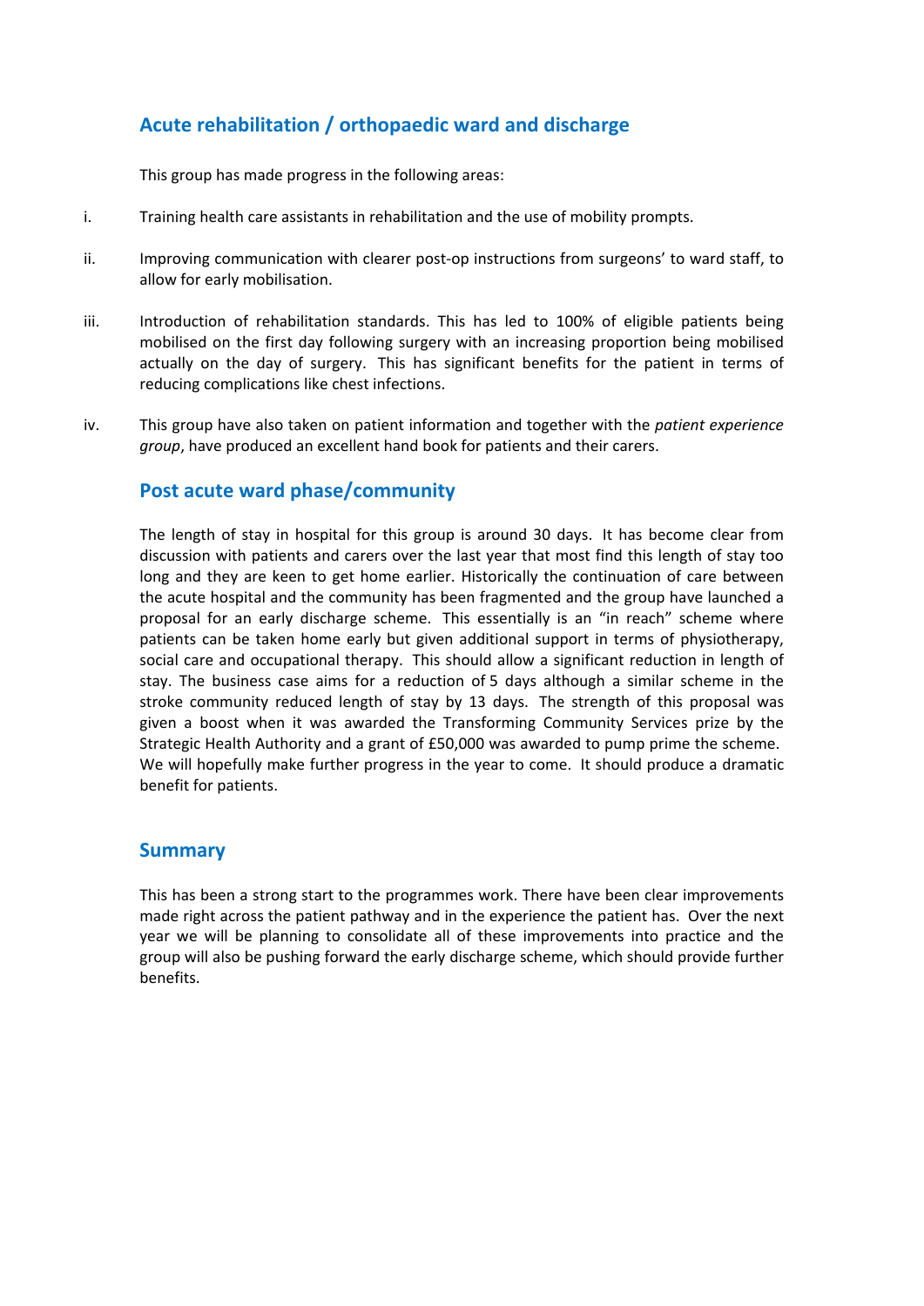## Acute rehabilitation / orthopaedic ward and discharge

This group has made progress in the following areas:

i. Training health care assistants in rehabilitation and the use of mobility prompts.

ii. Improving communication with clearer post-op instructions from surgeons' to ward staff, to allow for early mobilisation.

iii. Introduction of rehabilitation standards. This has led to 100% of eligible patients being mobilised on the first day following surgery with an increasing proportion being mobilised actually on the day of surgery. This has significant benefits for the patient in terms of reducing complications like chest infections.

iv. This group have also taken on patient information and together with the *patient experience group*, have produced an excellent hand book for patients and their carers.

## Post acute ward phase/community

The length of stay in hospital for this group is around 30 days. It has become clear from discussion with patients and carers over the last year that most find this length of stay too long and they are keen to get home earlier. Historically the continuation of care between the acute hospital and the community has been fragmented and the group have launched a proposal for an early discharge scheme. This essentially is an "in reach" scheme where patients can be taken home early but given additional support in terms of physiotherapy, social care and occupational therapy. This should allow a significant reduction in length of stay. The business case aims for a reduction of 5 days although a similar scheme in the stroke community reduced length of stay by 13 days. The strength of this proposal was given a boost when it was awarded the Transforming Community Services prize by the Strategic Health Authority and a grant of £50,000 was awarded to pump prime the scheme. We will hopefully make further progress in the year to come. It should produce a dramatic benefit for patients.

## Summary

This has been a strong start to the programmes work. There have been clear improvements made right across the patient pathway and in the experience the patient has. Over the next year we will be planning to consolidate all of these improvements into practice and the group will also be pushing forward the early discharge scheme, which should provide further benefits.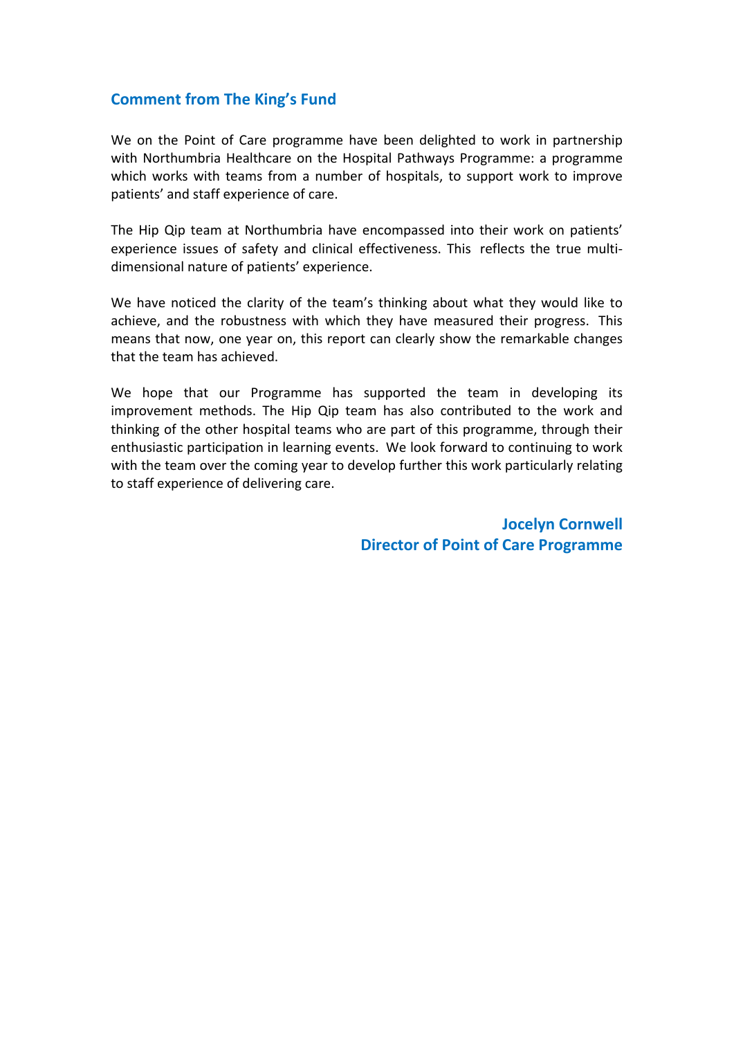## Comment from The King's Fund

We on the Point of Care programme have been delighted to work in partnership with Northumbria Healthcare on the Hospital Pathways Programme: a programme which works with teams from a number of hospitals, to support work to improve patients' and staff experience of care.

The Hip Qip team at Northumbria have encompassed into their work on patients' experience issues of safety and clinical effectiveness. This reflects the true multi-dimensional nature of patients' experience.

We have noticed the clarity of the team's thinking about what they would like to achieve, and the robustness with which they have measured their progress. This means that now, one year on, this report can clearly show the remarkable changes that the team has achieved.

We hope that our Programme has supported the team in developing its improvement methods. The Hip Qip team has also contributed to the work and thinking of the other hospital teams who are part of this programme, through their enthusiastic participation in learning events. We look forward to continuing to work with the team over the coming year to develop further this work particularly relating to staff experience of delivering care.

**Jocelyn Cornwell**
**Director of Point of Care Programme**